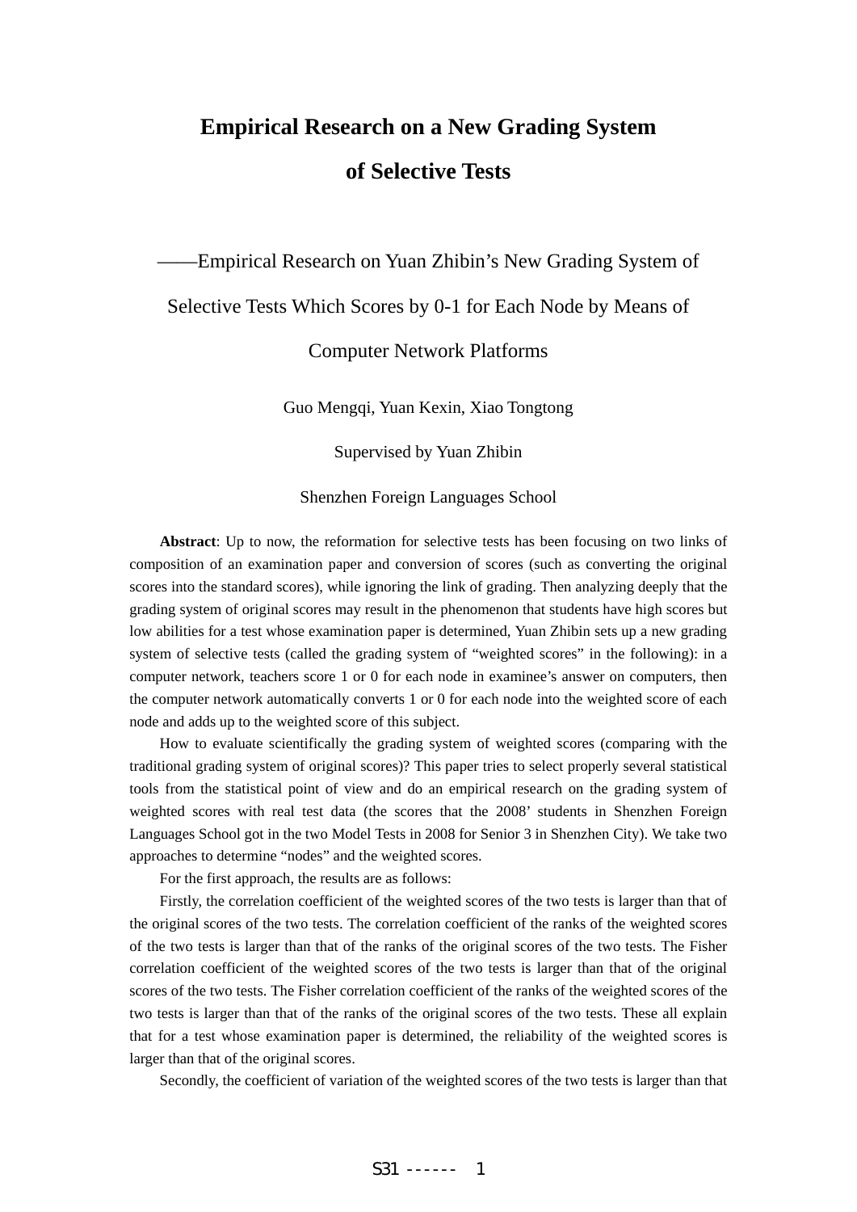# Empirical Research on a New Grading System of Selective Tests

——Empirical Research on Yuan Zhibin's New Grading System of Selective Tests Which Scores by 0-1 for Each Node by Means of Computer Network Platforms

Guo Mengqi, Yuan Kexin, Xiao Tongtong

Supervised by Yuan Zhibin

Shenzhen Foreign Languages School

**Abstract**: Up to now, the reformation for selective tests has been focusing on two links of composition of an examination paper and conversion of scores (such as converting the original scores into the standard scores), while ignoring the link of grading. Then analyzing deeply that the grading system of original scores may result in the phenomenon that students have high scores but low abilities for a test whose examination paper is determined, Yuan Zhibin sets up a new grading system of selective tests (called the grading system of "weighted scores" in the following): in a computer network, teachers score 1 or 0 for each node in examinee's answer on computers, then the computer network automatically converts 1 or 0 for each node into the weighted score of each node and adds up to the weighted score of this subject.

How to evaluate scientifically the grading system of weighted scores (comparing with the traditional grading system of original scores)? This paper tries to select properly several statistical tools from the statistical point of view and do an empirical research on the grading system of weighted scores with real test data (the scores that the 2008' students in Shenzhen Foreign Languages School got in the two Model Tests in 2008 for Senior 3 in Shenzhen City). We take two approaches to determine "nodes" and the weighted scores.

For the first approach, the results are as follows:

Firstly, the correlation coefficient of the weighted scores of the two tests is larger than that of the original scores of the two tests. The correlation coefficient of the ranks of the weighted scores of the two tests is larger than that of the ranks of the original scores of the two tests. The Fisher correlation coefficient of the weighted scores of the two tests is larger than that of the original scores of the two tests. The Fisher correlation coefficient of the ranks of the weighted scores of the two tests is larger than that of the ranks of the original scores of the two tests. These all explain that for a test whose examination paper is determined, the reliability of the weighted scores is larger than that of the original scores.

Secondly, the coefficient of variation of the weighted scores of the two tests is larger than that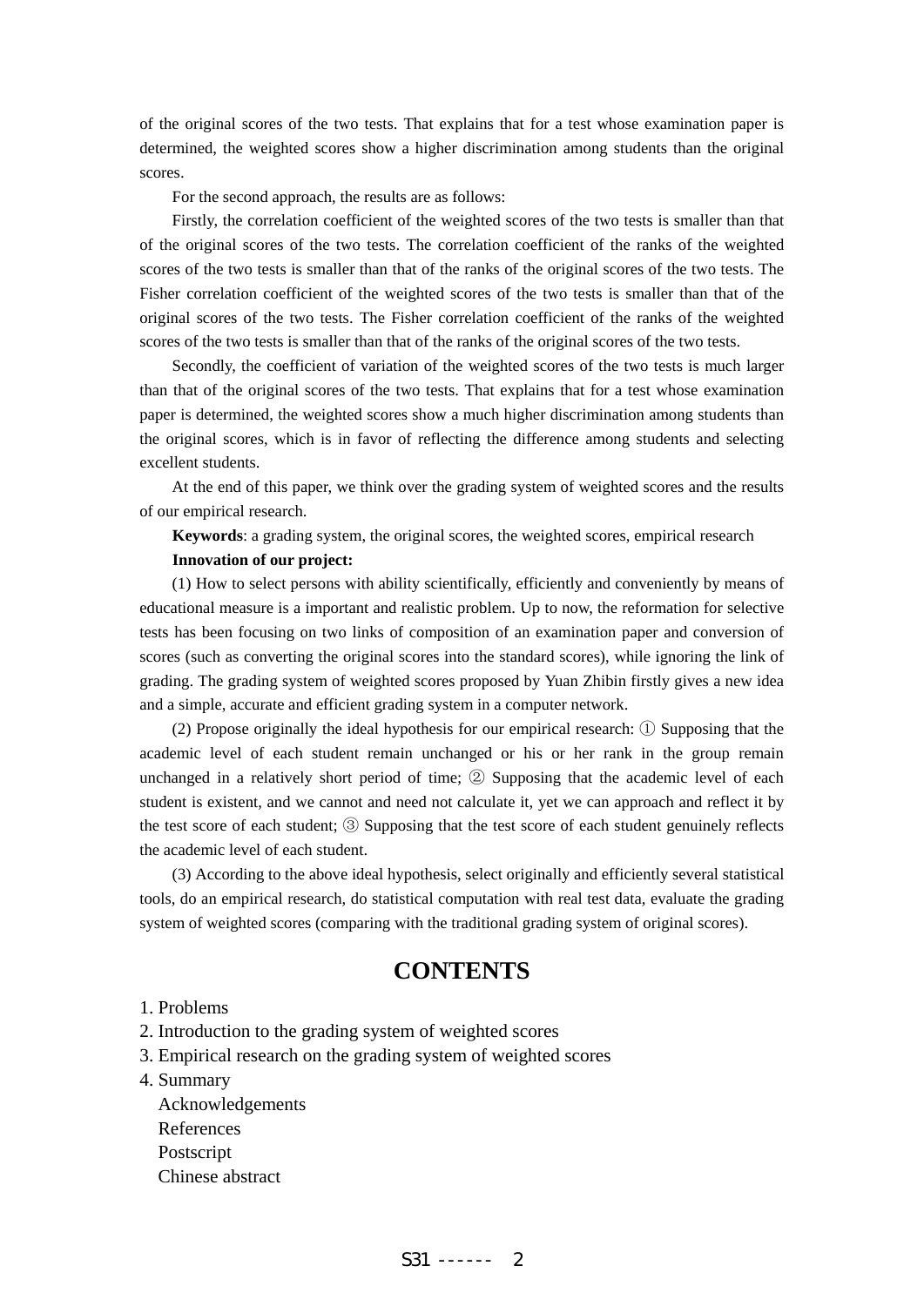of the original scores of the two tests. That explains that for a test whose examination paper is determined, the weighted scores show a higher discrimination among students than the original scores.

For the second approach, the results are as follows:

Firstly, the correlation coefficient of the weighted scores of the two tests is smaller than that of the original scores of the two tests. The correlation coefficient of the ranks of the weighted scores of the two tests is smaller than that of the ranks of the original scores of the two tests. The Fisher correlation coefficient of the weighted scores of the two tests is smaller than that of the original scores of the two tests. The Fisher correlation coefficient of the ranks of the weighted scores of the two tests is smaller than that of the ranks of the original scores of the two tests.

Secondly, the coefficient of variation of the weighted scores of the two tests is much larger than that of the original scores of the two tests. That explains that for a test whose examination paper is determined, the weighted scores show a much higher discrimination among students than the original scores, which is in favor of reflecting the difference among students and selecting excellent students.

At the end of this paper, we think over the grading system of weighted scores and the results of our empirical research.

**Keywords**: a grading system, the original scores, the weighted scores, empirical research

**Innovation of our project:**

(1) How to select persons with ability scientifically, efficiently and conveniently by means of educational measure is a important and realistic problem. Up to now, the reformation for selective tests has been focusing on two links of composition of an examination paper and conversion of scores (such as converting the original scores into the standard scores), while ignoring the link of grading. The grading system of weighted scores proposed by Yuan Zhibin firstly gives a new idea and a simple, accurate and efficient grading system in a computer network.

(2) Propose originally the ideal hypothesis for our empirical research: ① Supposing that the academic level of each student remain unchanged or his or her rank in the group remain unchanged in a relatively short period of time; ② Supposing that the academic level of each student is existent, and we cannot and need not calculate it, yet we can approach and reflect it by the test score of each student; ③ Supposing that the test score of each student genuinely reflects the academic level of each student.

(3) According to the above ideal hypothesis, select originally and efficiently several statistical tools, do an empirical research, do statistical computation with real test data, evaluate the grading system of weighted scores (comparing with the traditional grading system of original scores).

# CONTENTS

1. Problems
2. Introduction to the grading system of weighted scores
3. Empirical research on the grading system of weighted scores
4. Summary

Acknowledgements

References

Postscript

Chinese abstract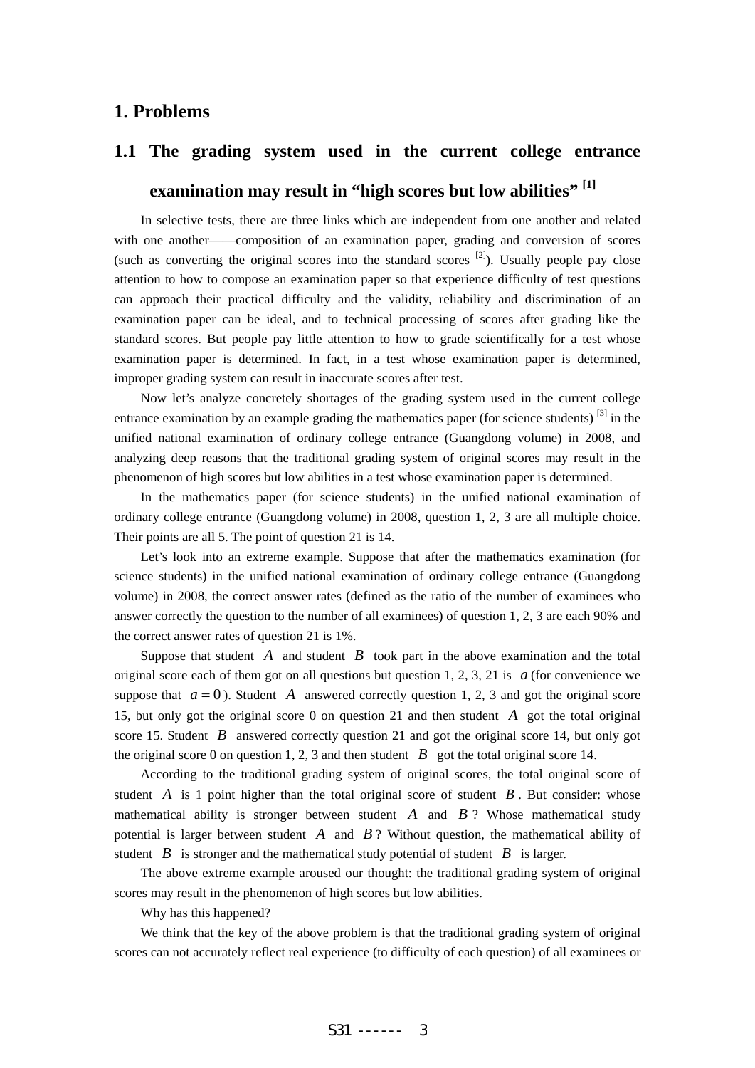# 1. Problems

## 1.1 The grading system used in the current college entrance examination may result in "high scores but low abilities" [1]

In selective tests, there are three links which are independent from one another and related with one another——composition of an examination paper, grading and conversion of scores (such as converting the original scores into the standard scores [2]). Usually people pay close attention to how to compose an examination paper so that experience difficulty of test questions can approach their practical difficulty and the validity, reliability and discrimination of an examination paper can be ideal, and to technical processing of scores after grading like the standard scores. But people pay little attention to how to grade scientifically for a test whose examination paper is determined. In fact, in a test whose examination paper is determined, improper grading system can result in inaccurate scores after test.

Now let's analyze concretely shortages of the grading system used in the current college entrance examination by an example grading the mathematics paper (for science students) [3] in the unified national examination of ordinary college entrance (Guangdong volume) in 2008, and analyzing deep reasons that the traditional grading system of original scores may result in the phenomenon of high scores but low abilities in a test whose examination paper is determined.

In the mathematics paper (for science students) in the unified national examination of ordinary college entrance (Guangdong volume) in 2008, question 1, 2, 3 are all multiple choice. Their points are all 5. The point of question 21 is 14.

Let's look into an extreme example. Suppose that after the mathematics examination (for science students) in the unified national examination of ordinary college entrance (Guangdong volume) in 2008, the correct answer rates (defined as the ratio of the number of examinees who answer correctly the question to the number of all examinees) of question 1, 2, 3 are each 90% and the correct answer rates of question 21 is 1%.

Suppose that student $A$ and student $B$ took part in the above examination and the total original score each of them got on all questions but question 1, 2, 3, 21 is $a$ (for convenience we suppose that $a=0$). Student $A$ answered correctly question 1, 2, 3 and got the original score 15, but only got the original score 0 on question 21 and then student $A$ got the total original score 15. Student $B$ answered correctly question 21 and got the original score 14, but only got the original score 0 on question 1, 2, 3 and then student $B$ got the total original score 14.

According to the traditional grading system of original scores, the total original score of student $A$ is 1 point higher than the total original score of student $B$. But consider: whose mathematical ability is stronger between student $A$ and $B$? Whose mathematical study potential is larger between student $A$ and $B$? Without question, the mathematical ability of student $B$ is stronger and the mathematical study potential of student $B$ is larger.

The above extreme example aroused our thought: the traditional grading system of original scores may result in the phenomenon of high scores but low abilities.

Why has this happened?

We think that the key of the above problem is that the traditional grading system of original scores can not accurately reflect real experience (to difficulty of each question) of all examinees or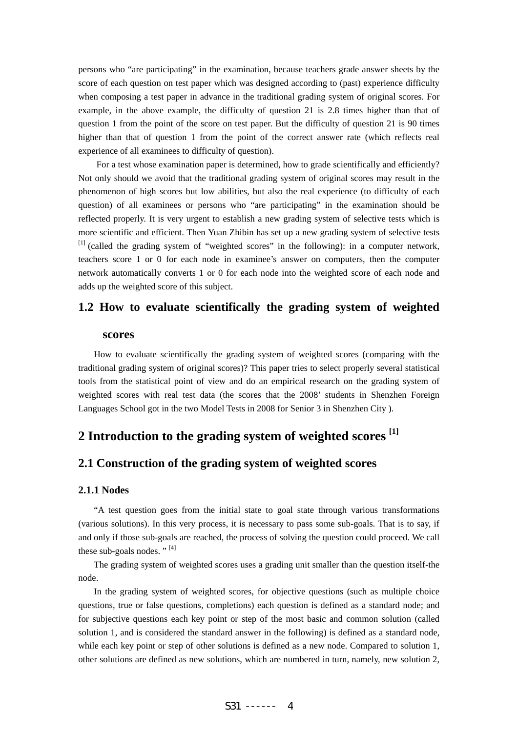persons who "are participating" in the examination, because teachers grade answer sheets by the score of each question on test paper which was designed according to (past) experience difficulty when composing a test paper in advance in the traditional grading system of original scores. For example, in the above example, the difficulty of question 21 is 2.8 times higher than that of question 1 from the point of the score on test paper. But the difficulty of question 21 is 90 times higher than that of question 1 from the point of the correct answer rate (which reflects real experience of all examinees to difficulty of question).

For a test whose examination paper is determined, how to grade scientifically and efficiently? Not only should we avoid that the traditional grading system of original scores may result in the phenomenon of high scores but low abilities, but also the real experience (to difficulty of each question) of all examinees or persons who "are participating" in the examination should be reflected properly. It is very urgent to establish a new grading system of selective tests which is more scientific and efficient. Then Yuan Zhibin has set up a new grading system of selective tests [1] (called the grading system of "weighted scores" in the following): in a computer network, teachers score 1 or 0 for each node in examinee's answer on computers, then the computer network automatically converts 1 or 0 for each node into the weighted score of each node and adds up the weighted score of this subject.

### 1.2 How to evaluate scientifically the grading system of weighted scores

How to evaluate scientifically the grading system of weighted scores (comparing with the traditional grading system of original scores)? This paper tries to select properly several statistical tools from the statistical point of view and do an empirical research on the grading system of weighted scores with real test data (the scores that the 2008' students in Shenzhen Foreign Languages School got in the two Model Tests in 2008 for Senior 3 in Shenzhen City ).

## 2 Introduction to the grading system of weighted scores [1]

### 2.1 Construction of the grading system of weighted scores

#### 2.1.1 Nodes

"A test question goes from the initial state to goal state through various transformations (various solutions). In this very process, it is necessary to pass some sub-goals. That is to say, if and only if those sub-goals are reached, the process of solving the question could proceed. We call these sub-goals nodes. " [4]

The grading system of weighted scores uses a grading unit smaller than the question itself-the node.

In the grading system of weighted scores, for objective questions (such as multiple choice questions, true or false questions, completions) each question is defined as a standard node; and for subjective questions each key point or step of the most basic and common solution (called solution 1, and is considered the standard answer in the following) is defined as a standard node, while each key point or step of other solutions is defined as a new node. Compared to solution 1, other solutions are defined as new solutions, which are numbered in turn, namely, new solution 2,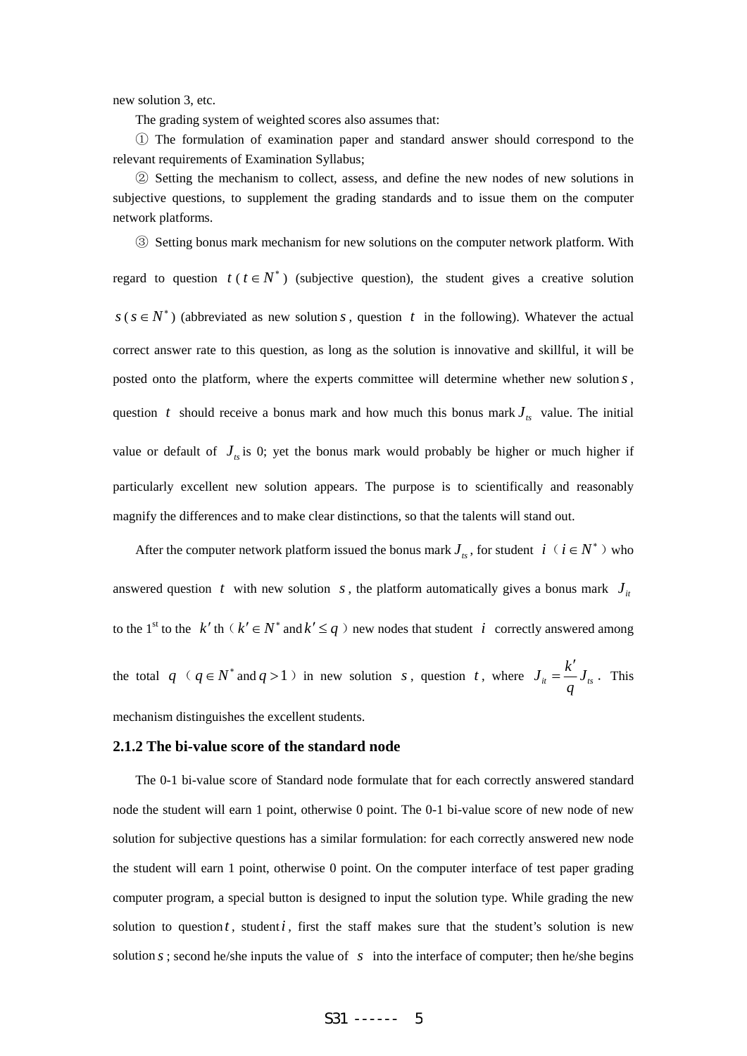new solution 3, etc.

The grading system of weighted scores also assumes that:

① The formulation of examination paper and standard answer should correspond to the relevant requirements of Examination Syllabus;

② Setting the mechanism to collect, assess, and define the new nodes of new solutions in subjective questions, to supplement the grading standards and to issue them on the computer network platforms.

③ Setting bonus mark mechanism for new solutions on the computer network platform. With regard to question $t$ ( $t \in N^*$ ) (subjective question), the student gives a creative solution $s$ ( $s \in N^*$ ) (abbreviated as new solution $s$ , question $t$ in the following). Whatever the actual correct answer rate to this question, as long as the solution is innovative and skillful, it will be posted onto the platform, where the experts committee will determine whether new solution $s$ , question $t$ should receive a bonus mark and how much this bonus mark $J_{ts}$ value. The initial value or default of $J_{ts}$ is 0; yet the bonus mark would probably be higher or much higher if particularly excellent new solution appears. The purpose is to scientifically and reasonably magnify the differences and to make clear distinctions, so that the talents will stand out.

After the computer network platform issued the bonus mark $J_{ts}$ , for student $i$ （ $i \in N^*$ ）who answered question $t$ with new solution $s$ , the platform automatically gives a bonus mark $J_{it}$ to the 1st to the $k'$ th（ $k' \in N^*$ and $k' \le q$ ）new nodes that student $i$ correctly answered among the total $q$ （ $q \in N^*$ and $q > 1$ ）in new solution $s$ , question $t$ , where $J_{it} = \frac{k'}{q} J_{ts}$ . This mechanism distinguishes the excellent students.

### 2.1.2 The bi-value score of the standard node

The 0-1 bi-value score of Standard node formulate that for each correctly answered standard node the student will earn 1 point, otherwise 0 point. The 0-1 bi-value score of new node of new solution for subjective questions has a similar formulation: for each correctly answered new node the student will earn 1 point, otherwise 0 point. On the computer interface of test paper grading computer program, a special button is designed to input the solution type. While grading the new solution to question $t$ , student $i$ , first the staff makes sure that the student's solution is new solution $s$ ; second he/she inputs the value of $s$ into the interface of computer; then he/she begins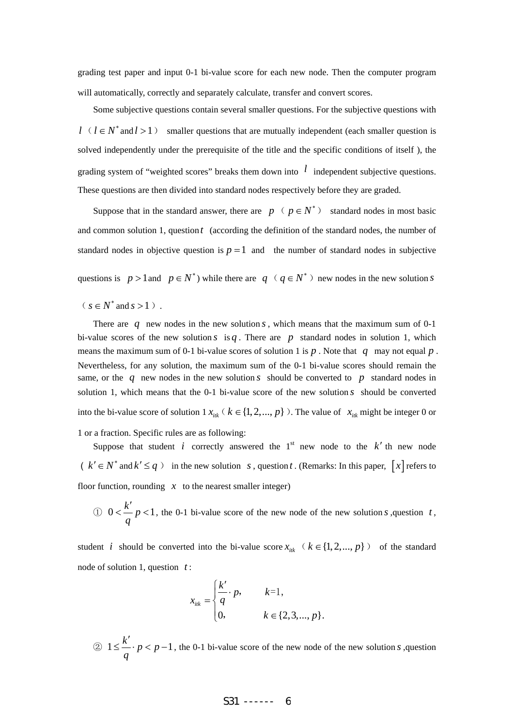grading test paper and input 0-1 bi-value score for each new node. Then the computer program will automatically, correctly and separately calculate, transfer and convert scores.

Some subjective questions contain several smaller questions. For the subjective questions with $l$ （$l \in N^*$ and $l > 1$） smaller questions that are mutually independent (each smaller question is solved independently under the prerequisite of the title and the specific conditions of itself ), the grading system of "weighted scores" breaks them down into $l$ independent subjective questions. These questions are then divided into standard nodes respectively before they are graded.

Suppose that in the standard answer, there are $p$ （$p \in N^*$） standard nodes in most basic and common solution 1, question $t$ (according the definition of the standard nodes, the number of standard nodes in objective question is $p = 1$ and the number of standard nodes in subjective questions is $p > 1$ and $p \in N^*$) while there are $q$ （$q \in N^*$）new nodes in the new solution $s$ （$s \in N^*$ and $s > 1$）.

There are $q$ new nodes in the new solution $s$, which means that the maximum sum of 0-1 bi-value scores of the new solution $s$ is $q$. There are $p$ standard nodes in solution 1, which means the maximum sum of 0-1 bi-value scores of solution 1 is $p$. Note that $q$ may not equal $p$. Nevertheless, for any solution, the maximum sum of the 0-1 bi-value scores should remain the same, or the $q$ new nodes in the new solution $s$ should be converted to $p$ standard nodes in solution 1, which means that the 0-1 bi-value score of the new solution $s$ should be converted into the bi-value score of solution 1 $x_{itk}$（$k \in \{1, 2, ..., p\}$）. The value of $x_{itk}$ might be integer 0 or 1 or a fraction. Specific rules are as following:

Suppose that student $i$ correctly answered the 1st new node to the $k'$ th new node （$k' \in N^*$ and $k' \le q$） in the new solution $s$, question $t$. (Remarks: In this paper, $[x]$ refers to floor function, rounding $x$ to the nearest smaller integer)

① $0 < \dfrac{k'}{q} p < 1$, the 0-1 bi-value score of the new node of the new solution $s$ ,question $t$, student $i$ should be converted into the bi-value score $x_{itk}$ （$k \in \{1, 2, ..., p\}$） of the standard node of solution 1, question $t$:

$$x_{itk} = \begin{cases} \dfrac{k'}{q} \cdot p, & k=1, \\ 0, & k \in \{2, 3, ..., p\}. \end{cases}$$

② $1 \le \dfrac{k'}{q} \cdot p < p - 1$, the 0-1 bi-value score of the new node of the new solution $s$ ,question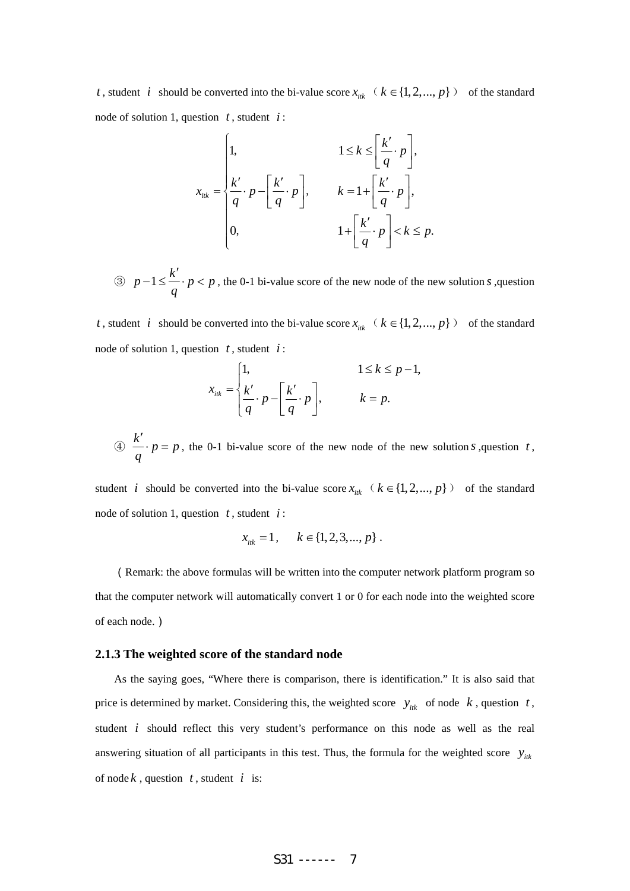$t$, student $i$ should be converted into the bi-value score $x_{itk}$ （$k \in \{1, 2, ..., p\}$） of the standard node of solution 1, question $t$, student $i$:

$$x_{itk} = \begin{cases} 1, & 1 \le k \le \left[ \dfrac{k'}{q} \cdot p \right], \\ \dfrac{k'}{q} \cdot p - \left[ \dfrac{k'}{q} \cdot p \right], & k = 1 + \left[ \dfrac{k'}{q} \cdot p \right], \\ 0, & 1 + \left[ \dfrac{k'}{q} \cdot p \right] < k \le p. \end{cases}$$

③ $p - 1 \le \dfrac{k'}{q} \cdot p < p$, the 0-1 bi-value score of the new node of the new solution $s$, question $t$, student $i$ should be converted into the bi-value score $x_{itk}$ （$k \in \{1, 2, ..., p\}$） of the standard node of solution 1, question $t$, student $i$:

$$x_{itk} = \begin{cases} 1, & 1 \le k \le p - 1, \\ \dfrac{k'}{q} \cdot p - \left[ \dfrac{k'}{q} \cdot p \right], & k = p. \end{cases}$$

④ $\dfrac{k'}{q} \cdot p = p$, the 0-1 bi-value score of the new node of the new solution $s$, question $t$, student $i$ should be converted into the bi-value score $x_{itk}$ （$k \in \{1, 2, ..., p\}$） of the standard node of solution 1, question $t$, student $i$:

$$x_{itk} = 1, \quad k \in \{1, 2, 3, ..., p\}.$$

（Remark: the above formulas will be written into the computer network platform program so that the computer network will automatically convert 1 or 0 for each node into the weighted score of each node.）

### 2.1.3 The weighted score of the standard node

As the saying goes, "Where there is comparison, there is identification." It is also said that price is determined by market. Considering this, the weighted score $y_{itk}$ of node $k$, question $t$, student $i$ should reflect this very student's performance on this node as well as the real answering situation of all participants in this test. Thus, the formula for the weighted score $y_{itk}$ of node $k$, question $t$, student $i$ is: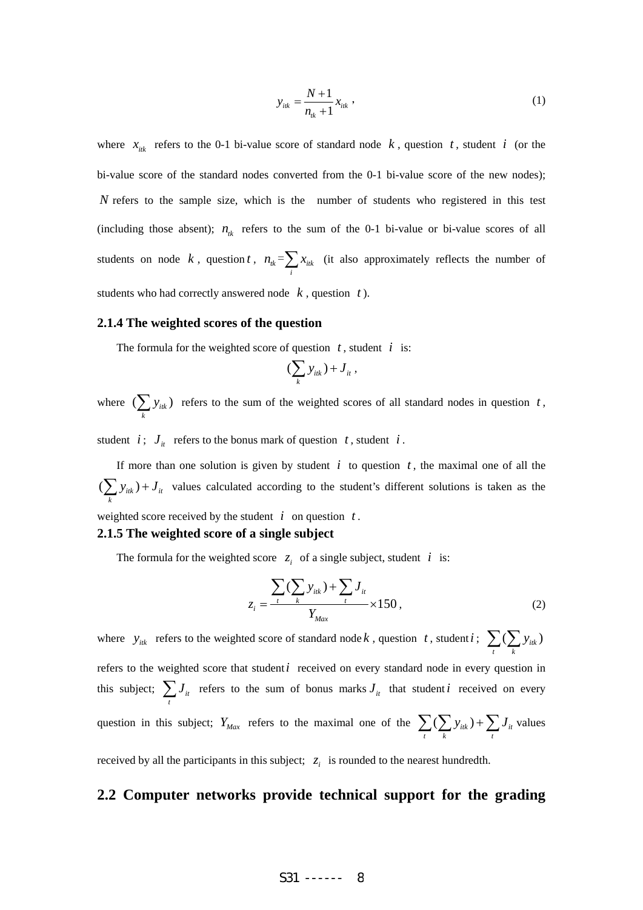$$y_{itk} = \frac{N+1}{n_{tk}+1} x_{itk} \ , \tag{1}$$

where $x_{itk}$ refers to the 0-1 bi-value score of standard node $k$, question $t$, student $i$ (or the bi-value score of the standard nodes converted from the 0-1 bi-value score of the new nodes); $N$ refers to the sample size, which is the number of students who registered in this test (including those absent); $n_{tk}$ refers to the sum of the 0-1 bi-value or bi-value scores of all students on node $k$, question $t$, $n_{tk} = \sum_i x_{itk}$ (it also approximately reflects the number of students who had correctly answered node $k$, question $t$).

### 2.1.4 The weighted scores of the question

The formula for the weighted score of question $t$, student $i$ is:

$$(\sum_k y_{itk}) + J_{it} \ ,$$

where $(\sum_k y_{itk})$ refers to the sum of the weighted scores of all standard nodes in question $t$, student $i$; $J_{it}$ refers to the bonus mark of question $t$, student $i$.

If more than one solution is given by student $i$ to question $t$, the maximal one of all the $(\sum_k y_{itk}) + J_{it}$ values calculated according to the student's different solutions is taken as the weighted score received by the student $i$ on question $t$.

### 2.1.5 The weighted score of a single subject

The formula for the weighted score $z_i$ of a single subject, student $i$ is:

$$z_i = \frac{\sum_t (\sum_k y_{itk}) + \sum_t J_{it}}{Y_{Max}} \times 150 \ , \tag{2}$$

where $y_{itk}$ refers to the weighted score of standard node $k$, question $t$, student $i$; $\sum_t (\sum_k y_{itk})$ refers to the weighted score that student $i$ received on every standard node in every question in this subject; $\sum_t J_{it}$ refers to the sum of bonus marks $J_{it}$ that student $i$ received on every question in this subject; $Y_{Max}$ refers to the maximal one of the $\sum_t (\sum_k y_{itk}) + \sum_t J_{it}$ values received by all the participants in this subject; $z_i$ is rounded to the nearest hundredth.

## 2.2 Computer networks provide technical support for the grading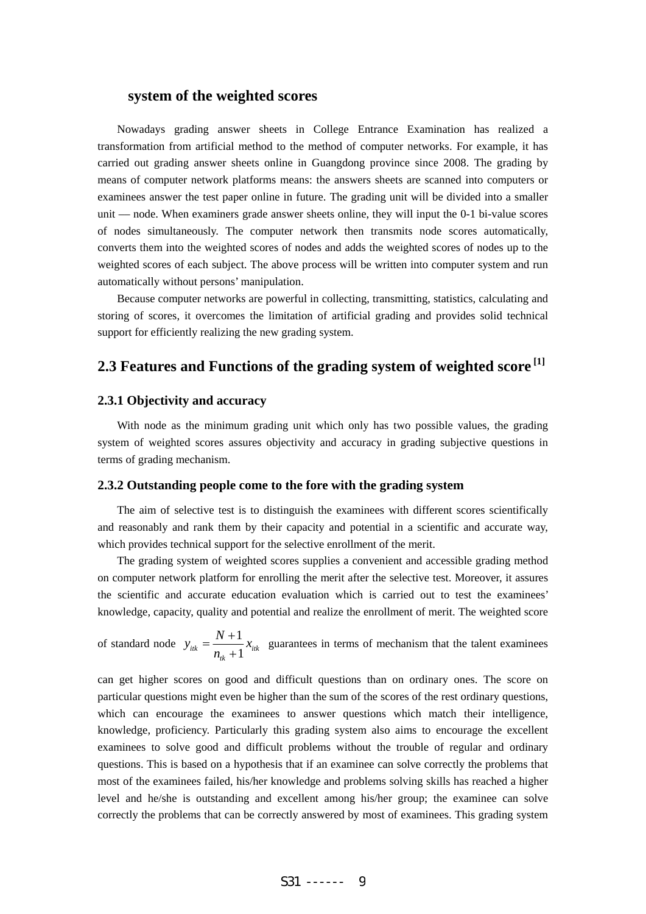**system of the weighted scores**

Nowadays grading answer sheets in College Entrance Examination has realized a transformation from artificial method to the method of computer networks. For example, it has carried out grading answer sheets online in Guangdong province since 2008. The grading by means of computer network platforms means: the answers sheets are scanned into computers or examinees answer the test paper online in future. The grading unit will be divided into a smaller unit — node. When examiners grade answer sheets online, they will input the 0-1 bi-value scores of nodes simultaneously. The computer network then transmits node scores automatically, converts them into the weighted scores of nodes and adds the weighted scores of nodes up to the weighted scores of each subject. The above process will be written into computer system and run automatically without persons' manipulation.

Because computer networks are powerful in collecting, transmitting, statistics, calculating and storing of scores, it overcomes the limitation of artificial grading and provides solid technical support for efficiently realizing the new grading system.

## 2.3 Features and Functions of the grading system of weighted score [1]

### 2.3.1 Objectivity and accuracy

With node as the minimum grading unit which only has two possible values, the grading system of weighted scores assures objectivity and accuracy in grading subjective questions in terms of grading mechanism.

### 2.3.2 Outstanding people come to the fore with the grading system

The aim of selective test is to distinguish the examinees with different scores scientifically and reasonably and rank them by their capacity and potential in a scientific and accurate way, which provides technical support for the selective enrollment of the merit.

The grading system of weighted scores supplies a convenient and accessible grading method on computer network platform for enrolling the merit after the selective test. Moreover, it assures the scientific and accurate education evaluation which is carried out to test the examinees' knowledge, capacity, quality and potential and realize the enrollment of merit. The weighted score of standard node $y_{itk} = \frac{N+1}{n_{tk}+1} x_{itk}$ guarantees in terms of mechanism that the talent examinees can get higher scores on good and difficult questions than on ordinary ones. The score on particular questions might even be higher than the sum of the scores of the rest ordinary questions, which can encourage the examinees to answer questions which match their intelligence, knowledge, proficiency. Particularly this grading system also aims to encourage the excellent examinees to solve good and difficult problems without the trouble of regular and ordinary questions. This is based on a hypothesis that if an examinee can solve correctly the problems that most of the examinees failed, his/her knowledge and problems solving skills has reached a higher level and he/she is outstanding and excellent among his/her group; the examinee can solve correctly the problems that can be correctly answered by most of examinees. This grading system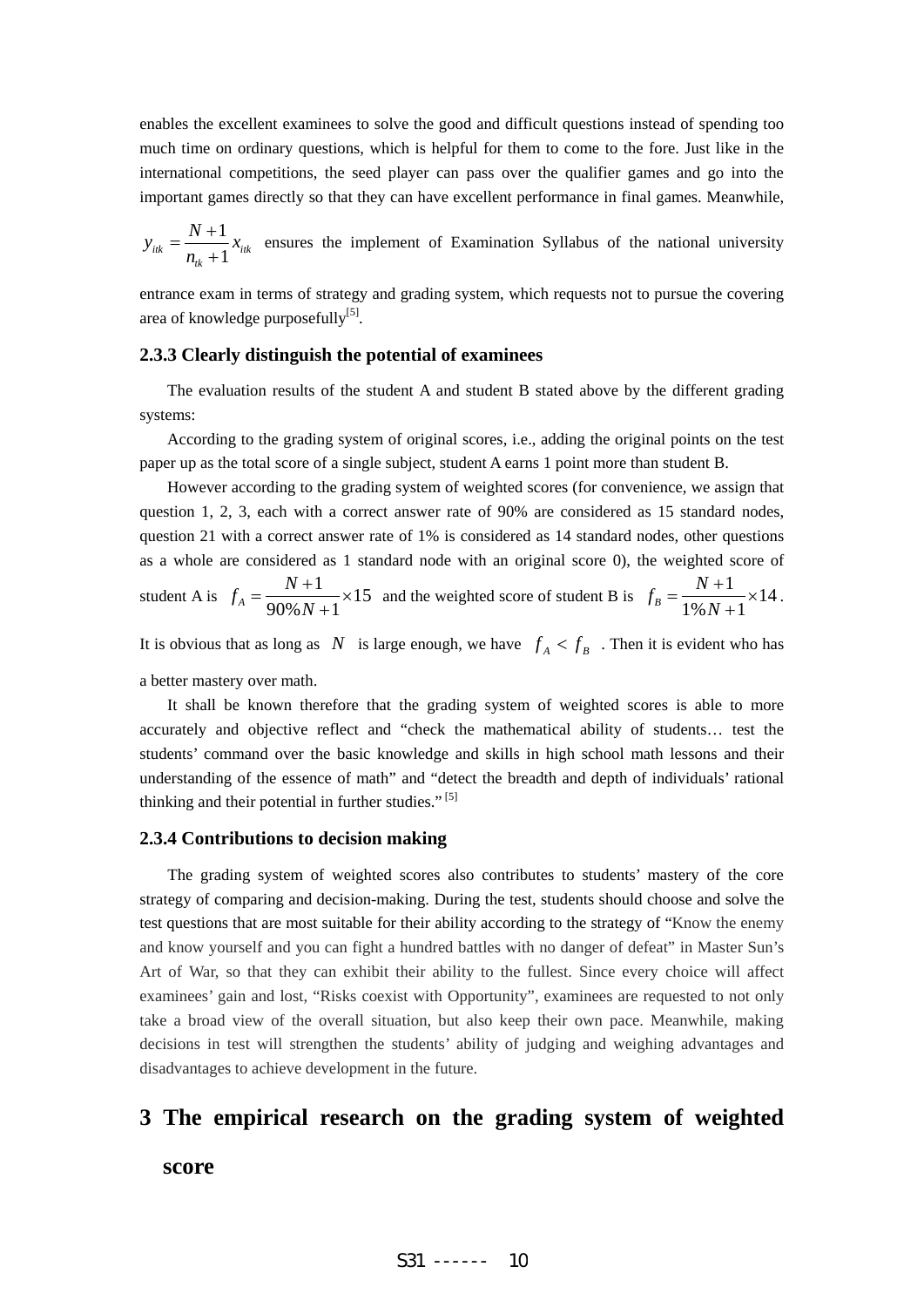enables the excellent examinees to solve the good and difficult questions instead of spending too much time on ordinary questions, which is helpful for them to come to the fore. Just like in the international competitions, the seed player can pass over the qualifier games and go into the important games directly so that they can have excellent performance in final games. Meanwhile, $y_{itk} = \frac{N+1}{n_{tk}+1} x_{itk}$ ensures the implement of Examination Syllabus of the national university entrance exam in terms of strategy and grading system, which requests not to pursue the covering area of knowledge purposefully[5].

### 2.3.3 Clearly distinguish the potential of examinees

The evaluation results of the student A and student B stated above by the different grading systems:

According to the grading system of original scores, i.e., adding the original points on the test paper up as the total score of a single subject, student A earns 1 point more than student B.

However according to the grading system of weighted scores (for convenience, we assign that question 1, 2, 3, each with a correct answer rate of 90% are considered as 15 standard nodes, question 21 with a correct answer rate of 1% is considered as 14 standard nodes, other questions as a whole are considered as 1 standard node with an original score 0), the weighted score of student A is $f_A = \frac{N+1}{90\% N+1} \times 15$ and the weighted score of student B is $f_B = \frac{N+1}{1\% N+1} \times 14$.

It is obvious that as long as $N$ is large enough, we have $f_A < f_B$. Then it is evident who has a better mastery over math.

It shall be known therefore that the grading system of weighted scores is able to more accurately and objective reflect and "check the mathematical ability of students… test the students' command over the basic knowledge and skills in high school math lessons and their understanding of the essence of math" and "detect the breadth and depth of individuals' rational thinking and their potential in further studies." [5]

### 2.3.4 Contributions to decision making

The grading system of weighted scores also contributes to students' mastery of the core strategy of comparing and decision-making. During the test, students should choose and solve the test questions that are most suitable for their ability according to the strategy of "Know the enemy and know yourself and you can fight a hundred battles with no danger of defeat" in Master Sun's Art of War, so that they can exhibit their ability to the fullest. Since every choice will affect examinees' gain and lost, "Risks coexist with Opportunity", examinees are requested to not only take a broad view of the overall situation, but also keep their own pace. Meanwhile, making decisions in test will strengthen the students' ability of judging and weighing advantages and disadvantages to achieve development in the future.

## 3 The empirical research on the grading system of weighted score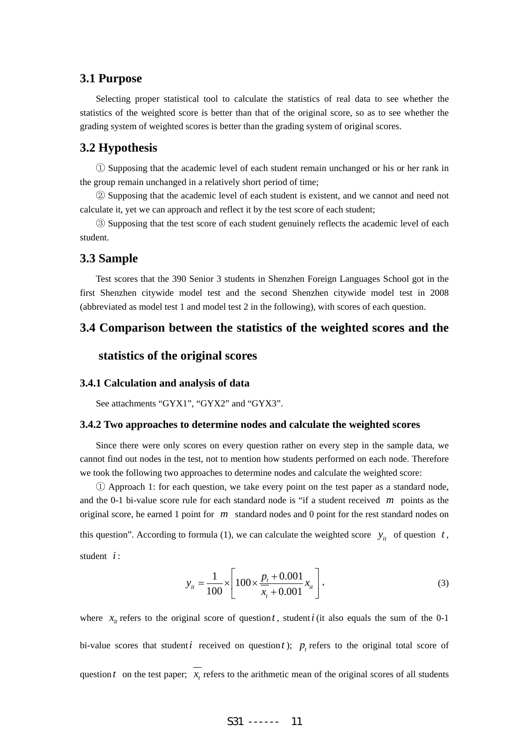## 3.1 Purpose

Selecting proper statistical tool to calculate the statistics of real data to see whether the statistics of the weighted score is better than that of the original score, so as to see whether the grading system of weighted scores is better than the grading system of original scores.

## 3.2 Hypothesis

① Supposing that the academic level of each student remain unchanged or his or her rank in the group remain unchanged in a relatively short period of time;

② Supposing that the academic level of each student is existent, and we cannot and need not calculate it, yet we can approach and reflect it by the test score of each student;

③ Supposing that the test score of each student genuinely reflects the academic level of each student.

## 3.3 Sample

Test scores that the 390 Senior 3 students in Shenzhen Foreign Languages School got in the first Shenzhen citywide model test and the second Shenzhen citywide model test in 2008 (abbreviated as model test 1 and model test 2 in the following), with scores of each question.

## 3.4 Comparison between the statistics of the weighted scores and the statistics of the original scores

### 3.4.1 Calculation and analysis of data

See attachments "GYX1", "GYX2" and "GYX3".

### 3.4.2 Two approaches to determine nodes and calculate the weighted scores

Since there were only scores on every question rather on every step in the sample data, we cannot find out nodes in the test, not to mention how students performed on each node. Therefore we took the following two approaches to determine nodes and calculate the weighted score:

① Approach 1: for each question, we take every point on the test paper as a standard node, and the 0-1 bi-value score rule for each standard node is "if a student received $m$ points as the original score, he earned 1 point for $m$ standard nodes and 0 point for the rest standard nodes on this question". According to formula (1), we can calculate the weighted score $y_{it}$ of question $t$, student $i$:

$$y_{it} = \frac{1}{100} \times \left[ 100 \times \frac{p_t + 0.001}{\overline{x}_t + 0.001} x_{it} \right], \tag{3}$$

where $x_{it}$ refers to the original score of question $t$, student $i$ (it also equals the sum of the 0-1 bi-value scores that student $i$ received on question $t$); $p_t$ refers to the original total score of question $t$ on the test paper; $\overline{x}_t$ refers to the arithmetic mean of the original scores of all students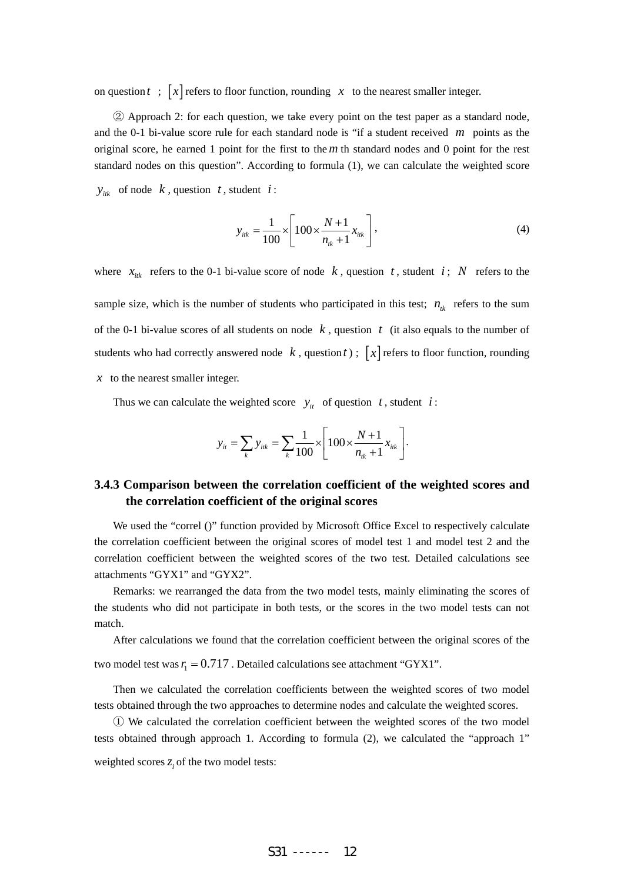on question $t$ ; $[x]$ refers to floor function, rounding $x$ to the nearest smaller integer.

② Approach 2: for each question, we take every point on the test paper as a standard node, and the 0-1 bi-value score rule for each standard node is "if a student received $m$ points as the original score, he earned 1 point for the first to the $m$ th standard nodes and 0 point for the rest standard nodes on this question". According to formula (1), we can calculate the weighted score $y_{itk}$ of node $k$, question $t$, student $i$:

$$y_{itk} = \frac{1}{100} \times \left[ 100 \times \frac{N+1}{n_{tk}+1} x_{itk} \right], \tag{4}$$

where $x_{itk}$ refers to the 0-1 bi-value score of node $k$, question $t$, student $i$; $N$ refers to the sample size, which is the number of students who participated in this test; $n_{tk}$ refers to the sum of the 0-1 bi-value scores of all students on node $k$, question $t$ (it also equals to the number of students who had correctly answered node $k$, question $t$) ; $[x]$ refers to floor function, rounding $x$ to the nearest smaller integer.

Thus we can calculate the weighted score $y_{it}$ of question $t$, student $i$:

$$y_{it} = \sum_k y_{itk} = \sum_k \frac{1}{100} \times \left[ 100 \times \frac{N+1}{n_{tk}+1} x_{itk} \right].$$

### 3.4.3 Comparison between the correlation coefficient of the weighted scores and the correlation coefficient of the original scores

We used the "correl ()" function provided by Microsoft Office Excel to respectively calculate the correlation coefficient between the original scores of model test 1 and model test 2 and the correlation coefficient between the weighted scores of the two test. Detailed calculations see attachments "GYX1" and "GYX2".

Remarks: we rearranged the data from the two model tests, mainly eliminating the scores of the students who did not participate in both tests, or the scores in the two model tests can not match.

After calculations we found that the correlation coefficient between the original scores of the two model test was $r_1 = 0.717$ . Detailed calculations see attachment "GYX1".

Then we calculated the correlation coefficients between the weighted scores of two model tests obtained through the two approaches to determine nodes and calculate the weighted scores.

① We calculated the correlation coefficient between the weighted scores of the two model tests obtained through approach 1. According to formula (2), we calculated the "approach 1" weighted scores $z_i$ of the two model tests: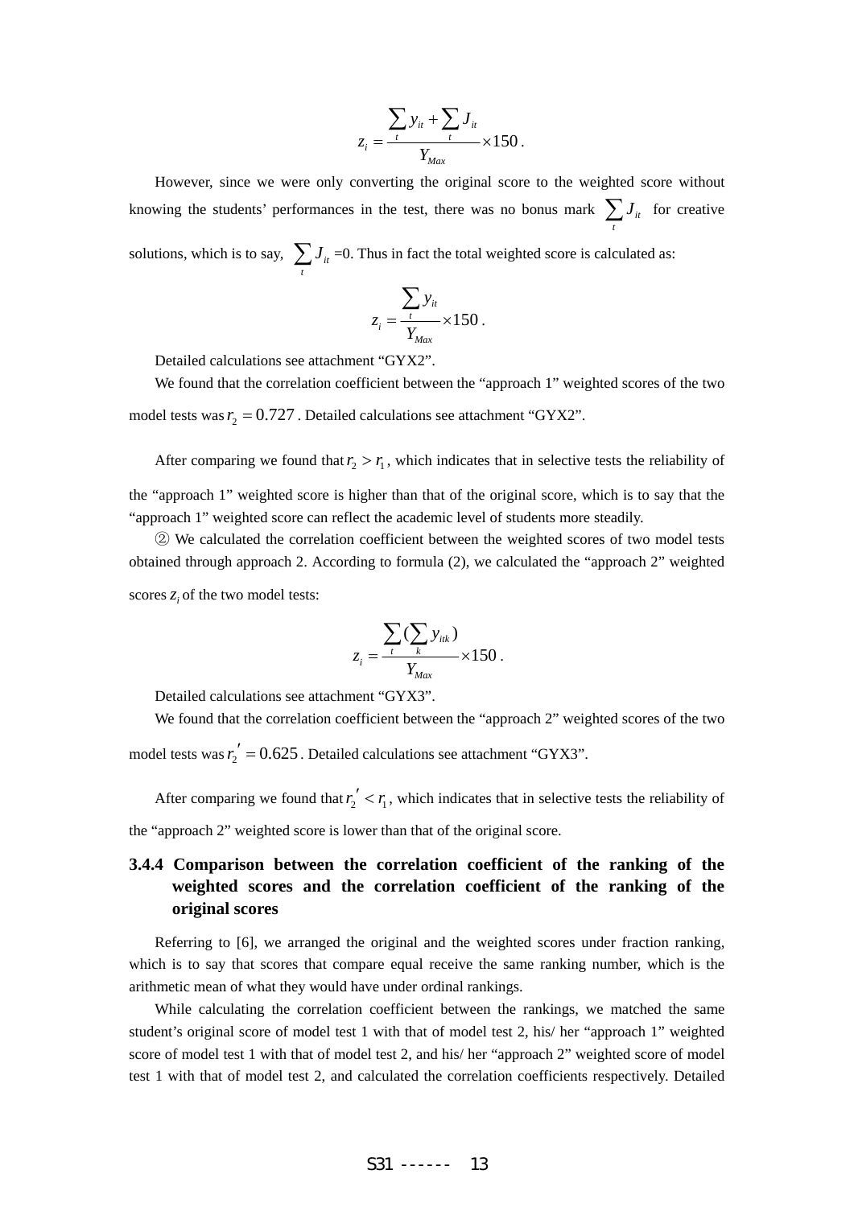$$z_i = \frac{\sum_t y_{it} + \sum_t J_{it}}{Y_{Max}} \times 150 .$$

However, since we were only converting the original score to the weighted score without knowing the students' performances in the test, there was no bonus mark $\sum_t J_{it}$ for creative solutions, which is to say, $\sum_t J_{it}$ =0. Thus in fact the total weighted score is calculated as:

$$z_i = \frac{\sum_t y_{it}}{Y_{Max}} \times 150 .$$

Detailed calculations see attachment "GYX2".

We found that the correlation coefficient between the "approach 1" weighted scores of the two model tests was $r_2 = 0.727$. Detailed calculations see attachment "GYX2".

After comparing we found that $r_2 > r_1$, which indicates that in selective tests the reliability of the "approach 1" weighted score is higher than that of the original score, which is to say that the "approach 1" weighted score can reflect the academic level of students more steadily.

② We calculated the correlation coefficient between the weighted scores of two model tests obtained through approach 2. According to formula (2), we calculated the "approach 2" weighted scores $z_i$ of the two model tests:

$$z_i = \frac{\sum_t (\sum_k y_{itk})}{Y_{Max}} \times 150 .$$

Detailed calculations see attachment "GYX3".

We found that the correlation coefficient between the "approach 2" weighted scores of the two model tests was $r_2' = 0.625$. Detailed calculations see attachment "GYX3".

After comparing we found that $r_2' < r_1$, which indicates that in selective tests the reliability of the "approach 2" weighted score is lower than that of the original score.

### 3.4.4 Comparison between the correlation coefficient of the ranking of the weighted scores and the correlation coefficient of the ranking of the original scores

Referring to [6], we arranged the original and the weighted scores under fraction ranking, which is to say that scores that compare equal receive the same ranking number, which is the arithmetic mean of what they would have under ordinal rankings.

While calculating the correlation coefficient between the rankings, we matched the same student's original score of model test 1 with that of model test 2, his/ her "approach 1" weighted score of model test 1 with that of model test 2, and his/ her "approach 2" weighted score of model test 1 with that of model test 2, and calculated the correlation coefficients respectively. Detailed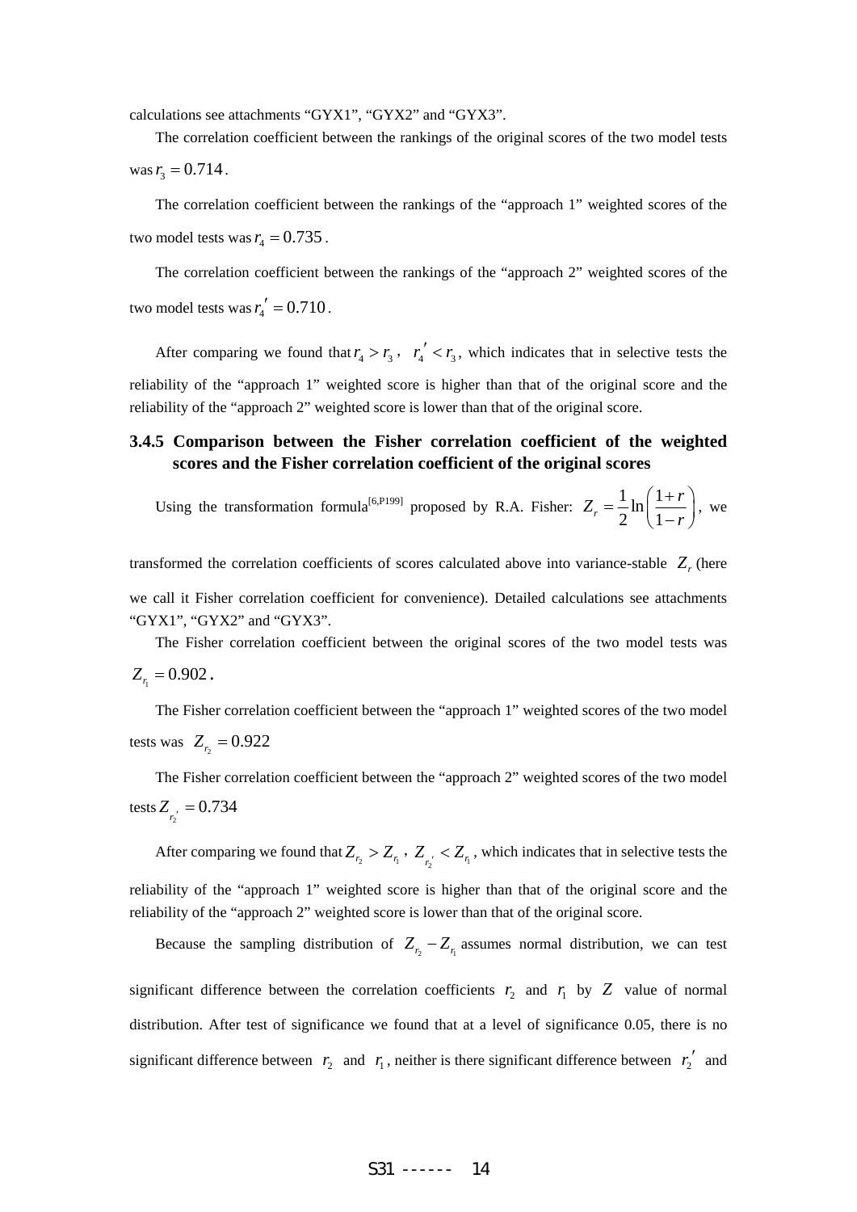calculations see attachments “GYX1”, “GYX2” and “GYX3”.

The correlation coefficient between the rankings of the original scores of the two model tests was $r_3 = 0.714$.

The correlation coefficient between the rankings of the “approach 1” weighted scores of the two model tests was $r_4 = 0.735$.

The correlation coefficient between the rankings of the “approach 2” weighted scores of the two model tests was $r_4' = 0.710$.

After comparing we found that $r_4 > r_3$, $r_4' < r_3$, which indicates that in selective tests the reliability of the “approach 1” weighted score is higher than that of the original score and the reliability of the “approach 2” weighted score is lower than that of the original score.

### 3.4.5 Comparison between the Fisher correlation coefficient of the weighted scores and the Fisher correlation coefficient of the original scores

Using the transformation formula[6,P199] proposed by R.A. Fisher: $Z_r = \frac{1}{2}\ln\left(\frac{1+r}{1-r}\right)$, we transformed the correlation coefficients of scores calculated above into variance-stable $Z_r$ (here we call it Fisher correlation coefficient for convenience). Detailed calculations see attachments “GYX1”, “GYX2” and “GYX3”.

The Fisher correlation coefficient between the original scores of the two model tests was $Z_{r_1} = 0.902$.

The Fisher correlation coefficient between the “approach 1” weighted scores of the two model tests was $Z_{r_2} = 0.922$

The Fisher correlation coefficient between the “approach 2” weighted scores of the two model tests $Z_{r_2'} = 0.734$

After comparing we found that $Z_{r_2} > Z_{r_1}$, $Z_{r_2'} < Z_{r_1}$, which indicates that in selective tests the reliability of the “approach 1” weighted score is higher than that of the original score and the reliability of the “approach 2” weighted score is lower than that of the original score.

Because the sampling distribution of $Z_{r_2} - Z_{r_1}$ assumes normal distribution, we can test significant difference between the correlation coefficients $r_2$ and $r_1$ by $Z$ value of normal distribution. After test of significance we found that at a level of significance 0.05, there is no significant difference between $r_2$ and $r_1$, neither is there significant difference between $r_2'$ and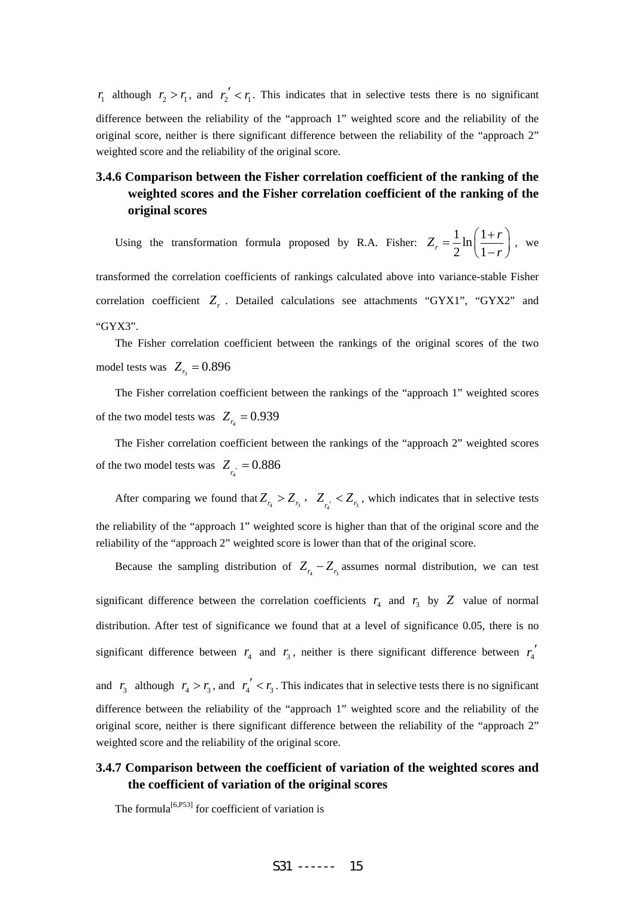$r_1$ although $r_2 > r_1$, and $r_2' < r_1$. This indicates that in selective tests there is no significant difference between the reliability of the "approach 1" weighted score and the reliability of the original score, neither is there significant difference between the reliability of the "approach 2" weighted score and the reliability of the original score.

### 3.4.6 Comparison between the Fisher correlation coefficient of the ranking of the weighted scores and the Fisher correlation coefficient of the ranking of the original scores

Using the transformation formula proposed by R.A. Fisher: $Z_r = \frac{1}{2}\ln\left(\frac{1+r}{1-r}\right)$, we transformed the correlation coefficients of rankings calculated above into variance-stable Fisher correlation coefficient $Z_r$. Detailed calculations see attachments "GYX1", "GYX2" and "GYX3".

The Fisher correlation coefficient between the rankings of the original scores of the two model tests was $Z_{r_3} = 0.896$

The Fisher correlation coefficient between the rankings of the "approach 1" weighted scores of the two model tests was $Z_{r_4} = 0.939$

The Fisher correlation coefficient between the rankings of the "approach 2" weighted scores of the two model tests was $Z_{r_4'} = 0.886$

After comparing we found that $Z_{r_4} > Z_{r_3}$, $Z_{r_4'} < Z_{r_3}$, which indicates that in selective tests the reliability of the "approach 1" weighted score is higher than that of the original score and the reliability of the "approach 2" weighted score is lower than that of the original score.

Because the sampling distribution of $Z_{r_4} - Z_{r_3}$ assumes normal distribution, we can test significant difference between the correlation coefficients $r_4$ and $r_3$ by $Z$ value of normal distribution. After test of significance we found that at a level of significance 0.05, there is no significant difference between $r_4$ and $r_3$, neither is there significant difference between $r_4'$ and $r_3$ although $r_4 > r_3$, and $r_4' < r_3$. This indicates that in selective tests there is no significant difference between the reliability of the "approach 1" weighted score and the reliability of the original score, neither is there significant difference between the reliability of the "approach 2" weighted score and the reliability of the original score.

### 3.4.7 Comparison between the coefficient of variation of the weighted scores and the coefficient of variation of the original scores

The formula[6,P53] for coefficient of variation is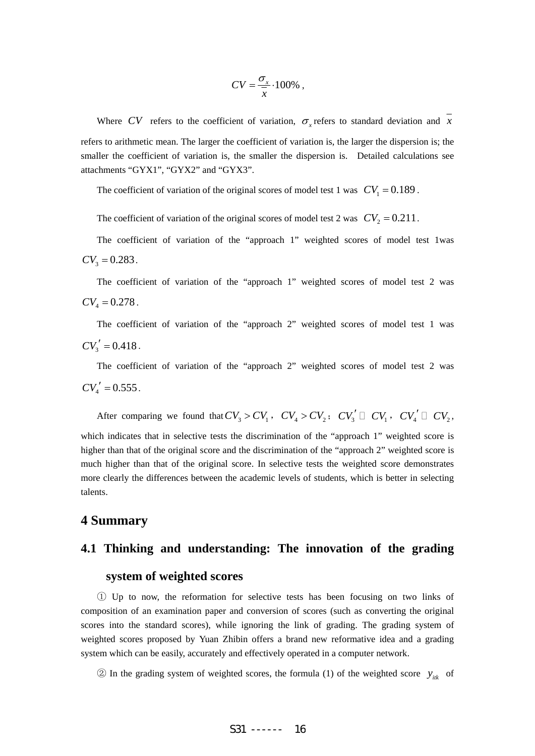$$CV = \frac{\sigma_x}{\overline{x}} \cdot 100\% \text{ ,}$$

Where $CV$ refers to the coefficient of variation, $\sigma_x$ refers to standard deviation and $\overline{x}$ refers to arithmetic mean. The larger the coefficient of variation is, the larger the dispersion is; the smaller the coefficient of variation is, the smaller the dispersion is. Detailed calculations see attachments "GYX1", "GYX2" and "GYX3".

The coefficient of variation of the original scores of model test 1 was $CV_1 = 0.189$.

The coefficient of variation of the original scores of model test 2 was $CV_2 = 0.211$.

The coefficient of variation of the "approach 1" weighted scores of model test 1was $CV_3 = 0.283$.

The coefficient of variation of the "approach 1" weighted scores of model test 2 was $CV_4 = 0.278$.

The coefficient of variation of the "approach 2" weighted scores of model test 1 was $CV_3' = 0.418$.

The coefficient of variation of the "approach 2" weighted scores of model test 2 was $CV_4' = 0.555$.

After comparing we found that $CV_3 > CV_1$, $CV_4 > CV_2$; $CV_3' \gg CV_1$, $CV_4' \gg CV_2$, which indicates that in selective tests the discrimination of the "approach 1" weighted score is higher than that of the original score and the discrimination of the "approach 2" weighted score is much higher than that of the original score. In selective tests the weighted score demonstrates more clearly the differences between the academic levels of students, which is better in selecting talents.

## 4 Summary

### 4.1 Thinking and understanding: The innovation of the grading system of weighted scores

① Up to now, the reformation for selective tests has been focusing on two links of composition of an examination paper and conversion of scores (such as converting the original scores into the standard scores), while ignoring the link of grading. The grading system of weighted scores proposed by Yuan Zhibin offers a brand new reformative idea and a grading system which can be easily, accurately and effectively operated in a computer network.

② In the grading system of weighted scores, the formula (1) of the weighted score $y_{itk}$ of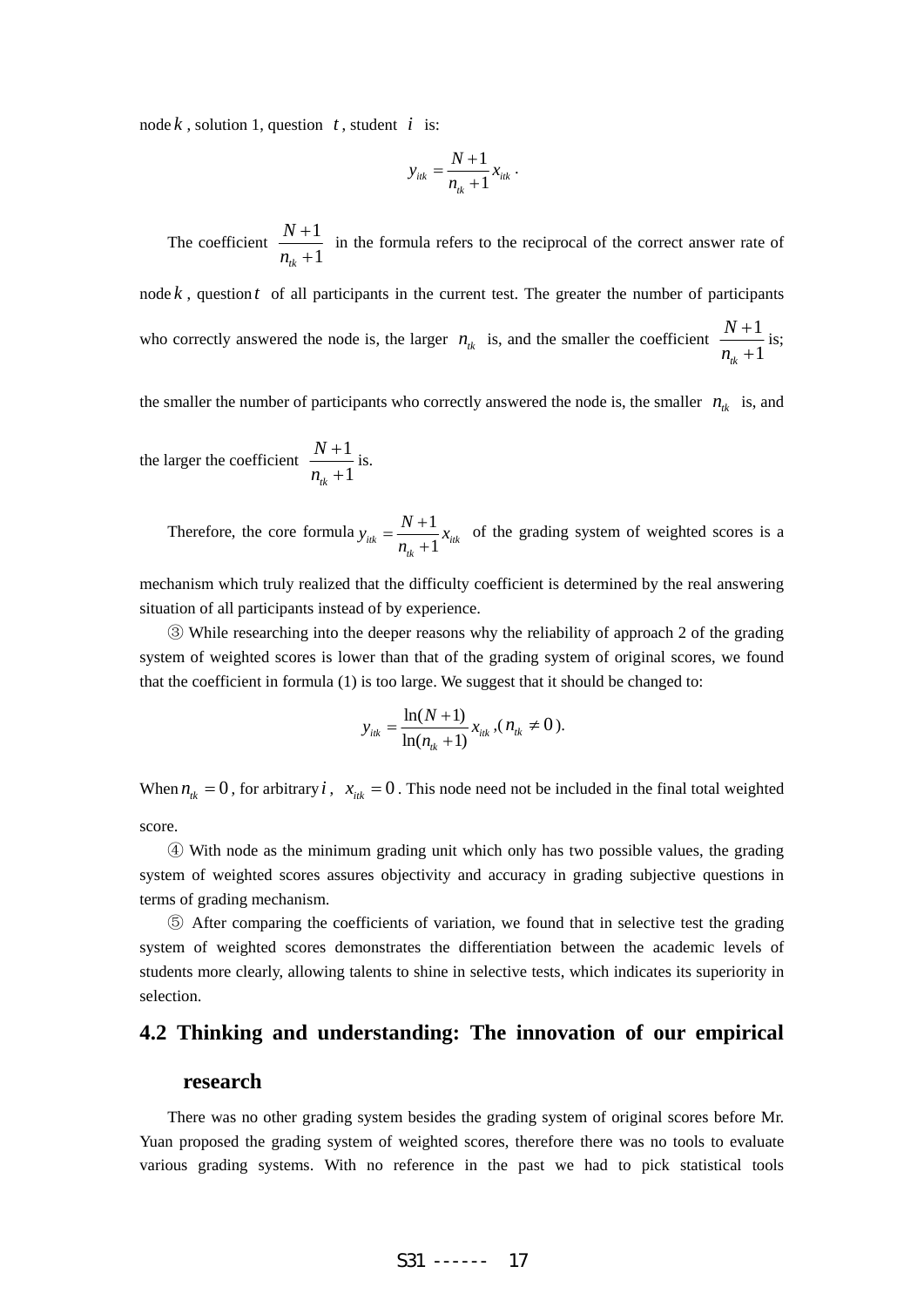node $k$, solution 1, question $t$, student $i$ is:

$$y_{itk} = \frac{N+1}{n_{tk}+1} x_{itk}.$$

The coefficient $\frac{N+1}{n_{tk}+1}$ in the formula refers to the reciprocal of the correct answer rate of node $k$, question $t$ of all participants in the current test. The greater the number of participants who correctly answered the node is, the larger $n_{tk}$ is, and the smaller the coefficient $\frac{N+1}{n_{tk}+1}$ is; the smaller the number of participants who correctly answered the node is, the smaller $n_{tk}$ is, and the larger the coefficient $\frac{N+1}{n_{tk}+1}$ is.

Therefore, the core formula $y_{itk} = \frac{N+1}{n_{tk}+1} x_{itk}$ of the grading system of weighted scores is a mechanism which truly realized that the difficulty coefficient is determined by the real answering situation of all participants instead of by experience.

③ While researching into the deeper reasons why the reliability of approach 2 of the grading system of weighted scores is lower than that of the grading system of original scores, we found that the coefficient in formula (1) is too large. We suggest that it should be changed to:

$$y_{itk} = \frac{\ln(N+1)}{\ln(n_{tk}+1)} x_{itk}, (n_{tk} \neq 0).$$

When $n_{tk} = 0$, for arbitrary $i$, $x_{itk} = 0$. This node need not be included in the final total weighted score.

④ With node as the minimum grading unit which only has two possible values, the grading system of weighted scores assures objectivity and accuracy in grading subjective questions in terms of grading mechanism.

⑤ After comparing the coefficients of variation, we found that in selective test the grading system of weighted scores demonstrates the differentiation between the academic levels of students more clearly, allowing talents to shine in selective tests, which indicates its superiority in selection.

## 4.2 Thinking and understanding: The innovation of our empirical research

There was no other grading system besides the grading system of original scores before Mr. Yuan proposed the grading system of weighted scores, therefore there was no tools to evaluate various grading systems. With no reference in the past we had to pick statistical tools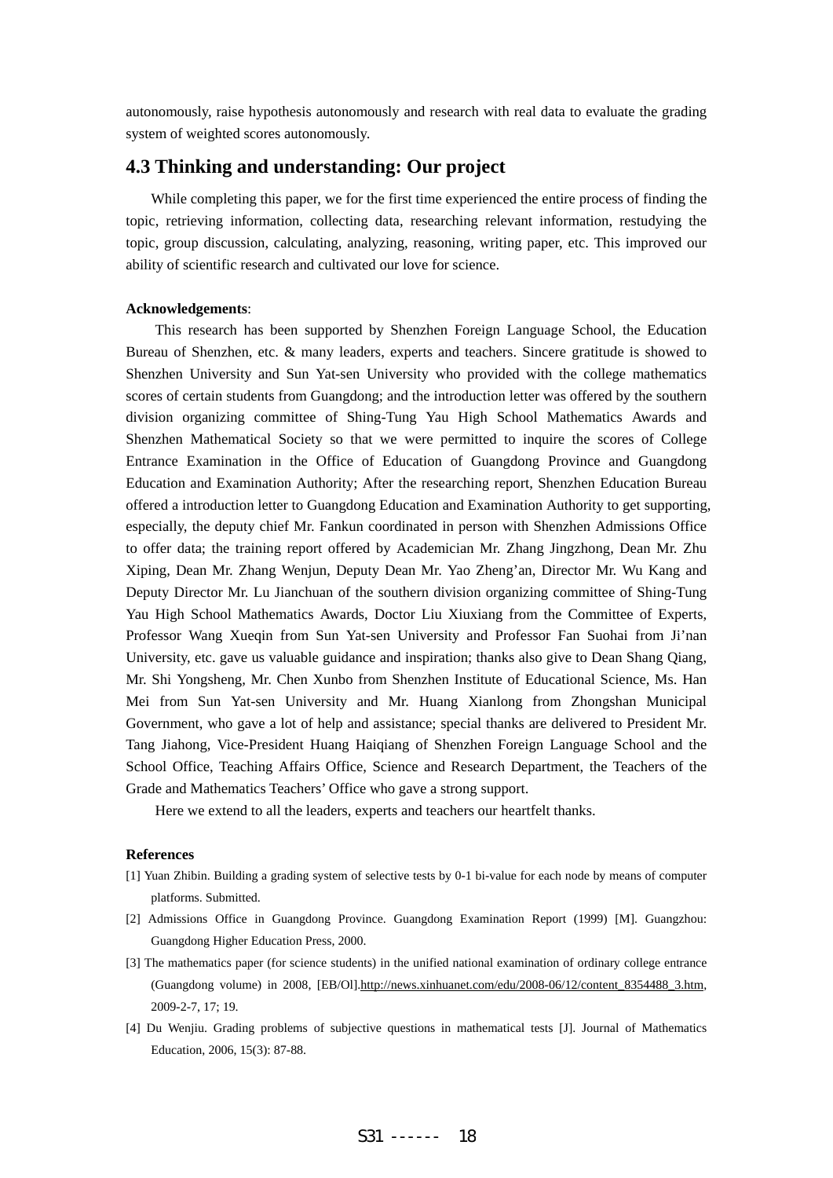autonomously, raise hypothesis autonomously and research with real data to evaluate the grading system of weighted scores autonomously.

## 4.3 Thinking and understanding: Our project

While completing this paper, we for the first time experienced the entire process of finding the topic, retrieving information, collecting data, researching relevant information, restudying the topic, group discussion, calculating, analyzing, reasoning, writing paper, etc. This improved our ability of scientific research and cultivated our love for science.

**Acknowledgements**:

This research has been supported by Shenzhen Foreign Language School, the Education Bureau of Shenzhen, etc. & many leaders, experts and teachers. Sincere gratitude is showed to Shenzhen University and Sun Yat-sen University who provided with the college mathematics scores of certain students from Guangdong; and the introduction letter was offered by the southern division organizing committee of Shing-Tung Yau High School Mathematics Awards and Shenzhen Mathematical Society so that we were permitted to inquire the scores of College Entrance Examination in the Office of Education of Guangdong Province and Guangdong Education and Examination Authority; After the researching report, Shenzhen Education Bureau offered a introduction letter to Guangdong Education and Examination Authority to get supporting, especially, the deputy chief Mr. Fankun coordinated in person with Shenzhen Admissions Office to offer data; the training report offered by Academician Mr. Zhang Jingzhong, Dean Mr. Zhu Xiping, Dean Mr. Zhang Wenjun, Deputy Dean Mr. Yao Zheng'an, Director Mr. Wu Kang and Deputy Director Mr. Lu Jianchuan of the southern division organizing committee of Shing-Tung Yau High School Mathematics Awards, Doctor Liu Xiuxiang from the Committee of Experts, Professor Wang Xueqin from Sun Yat-sen University and Professor Fan Suohai from Ji'nan University, etc. gave us valuable guidance and inspiration; thanks also give to Dean Shang Qiang, Mr. Shi Yongsheng, Mr. Chen Xunbo from Shenzhen Institute of Educational Science, Ms. Han Mei from Sun Yat-sen University and Mr. Huang Xianlong from Zhongshan Municipal Government, who gave a lot of help and assistance; special thanks are delivered to President Mr. Tang Jiahong, Vice-President Huang Haiqiang of Shenzhen Foreign Language School and the School Office, Teaching Affairs Office, Science and Research Department, the Teachers of the Grade and Mathematics Teachers' Office who gave a strong support.

Here we extend to all the leaders, experts and teachers our heartfelt thanks.

**References**

[1] Yuan Zhibin. Building a grading system of selective tests by 0-1 bi-value for each node by means of computer platforms. Submitted.

[2] Admissions Office in Guangdong Province. Guangdong Examination Report (1999) [M]. Guangzhou: Guangdong Higher Education Press, 2000.

[3] The mathematics paper (for science students) in the unified national examination of ordinary college entrance (Guangdong volume) in 2008, [EB/Ol].http://news.xinhuanet.com/edu/2008-06/12/content_8354488_3.htm, 2009-2-7, 17; 19.

[4] Du Wenjiu. Grading problems of subjective questions in mathematical tests [J]. Journal of Mathematics Education, 2006, 15(3): 87-88.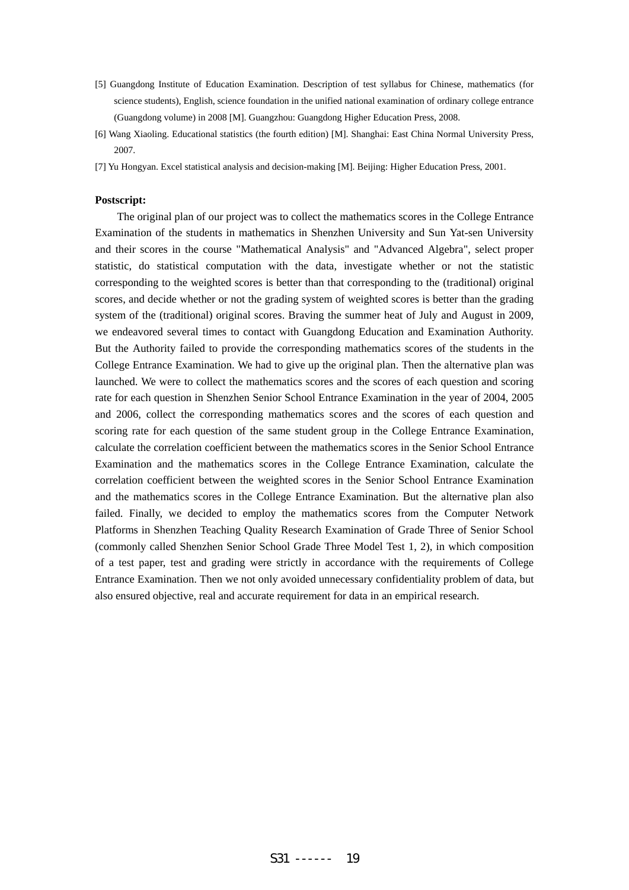[5] Guangdong Institute of Education Examination. Description of test syllabus for Chinese, mathematics (for science students), English, science foundation in the unified national examination of ordinary college entrance (Guangdong volume) in 2008 [M]. Guangzhou: Guangdong Higher Education Press, 2008.

[6] Wang Xiaoling. Educational statistics (the fourth edition) [M]. Shanghai: East China Normal University Press, 2007.

[7] Yu Hongyan. Excel statistical analysis and decision-making [M]. Beijing: Higher Education Press, 2001.

**Postscript:**

The original plan of our project was to collect the mathematics scores in the College Entrance Examination of the students in mathematics in Shenzhen University and Sun Yat-sen University and their scores in the course "Mathematical Analysis" and "Advanced Algebra", select proper statistic, do statistical computation with the data, investigate whether or not the statistic corresponding to the weighted scores is better than that corresponding to the (traditional) original scores, and decide whether or not the grading system of weighted scores is better than the grading system of the (traditional) original scores. Braving the summer heat of July and August in 2009, we endeavored several times to contact with Guangdong Education and Examination Authority. But the Authority failed to provide the corresponding mathematics scores of the students in the College Entrance Examination. We had to give up the original plan. Then the alternative plan was launched. We were to collect the mathematics scores and the scores of each question and scoring rate for each question in Shenzhen Senior School Entrance Examination in the year of 2004, 2005 and 2006, collect the corresponding mathematics scores and the scores of each question and scoring rate for each question of the same student group in the College Entrance Examination, calculate the correlation coefficient between the mathematics scores in the Senior School Entrance Examination and the mathematics scores in the College Entrance Examination, calculate the correlation coefficient between the weighted scores in the Senior School Entrance Examination and the mathematics scores in the College Entrance Examination. But the alternative plan also failed. Finally, we decided to employ the mathematics scores from the Computer Network Platforms in Shenzhen Teaching Quality Research Examination of Grade Three of Senior School (commonly called Shenzhen Senior School Grade Three Model Test 1, 2), in which composition of a test paper, test and grading were strictly in accordance with the requirements of College Entrance Examination. Then we not only avoided unnecessary confidentiality problem of data, but also ensured objective, real and accurate requirement for data in an empirical research.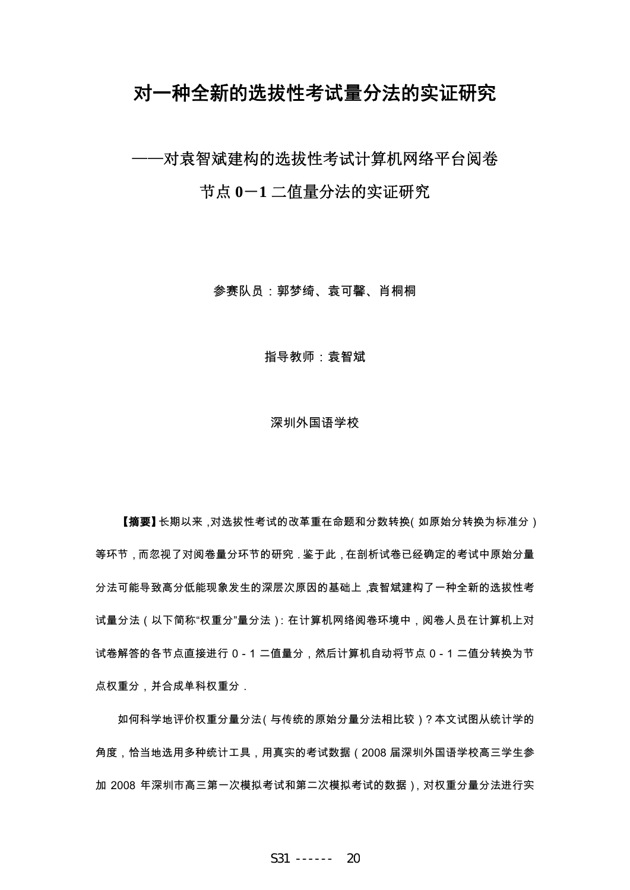# 对一种全新的选拔性考试量分法的实证研究

## ——对袁智斌建构的选拔性考试计算机网络平台阅卷节点 0－1 二值量分法的实证研究

参赛队员：郭梦绮、袁可馨、肖桐桐

指导教师：袁智斌

深圳外国语学校

**【摘要】**长期以来，对选拔性考试的改革重在命题和分数转换(如原始分转换为标准分)等环节，而忽视了对阅卷量分环节的研究．鉴于此，在剖析试卷已经确定的考试中原始分量分法可能导致高分低能现象发生的深层次原因的基础上，袁智斌建构了一种全新的选拔性考试量分法（以下简称“权重分”量分法）：在计算机网络阅卷环境中，阅卷人员在计算机上对试卷解答的各节点直接进行 0－1 二值量分，然后计算机自动将节点 0－1 二值分转换为节点权重分，并合成单科权重分．

如何科学地评价权重分量分法(与传统的原始分量分法相比较)？本文试图从统计学的角度，恰当地选用多种统计工具，用真实的考试数据（2008 届深圳外国语学校高三学生参加 2008 年深圳市高三第一次模拟考试和第二次模拟考试的数据），对权重分量分法进行实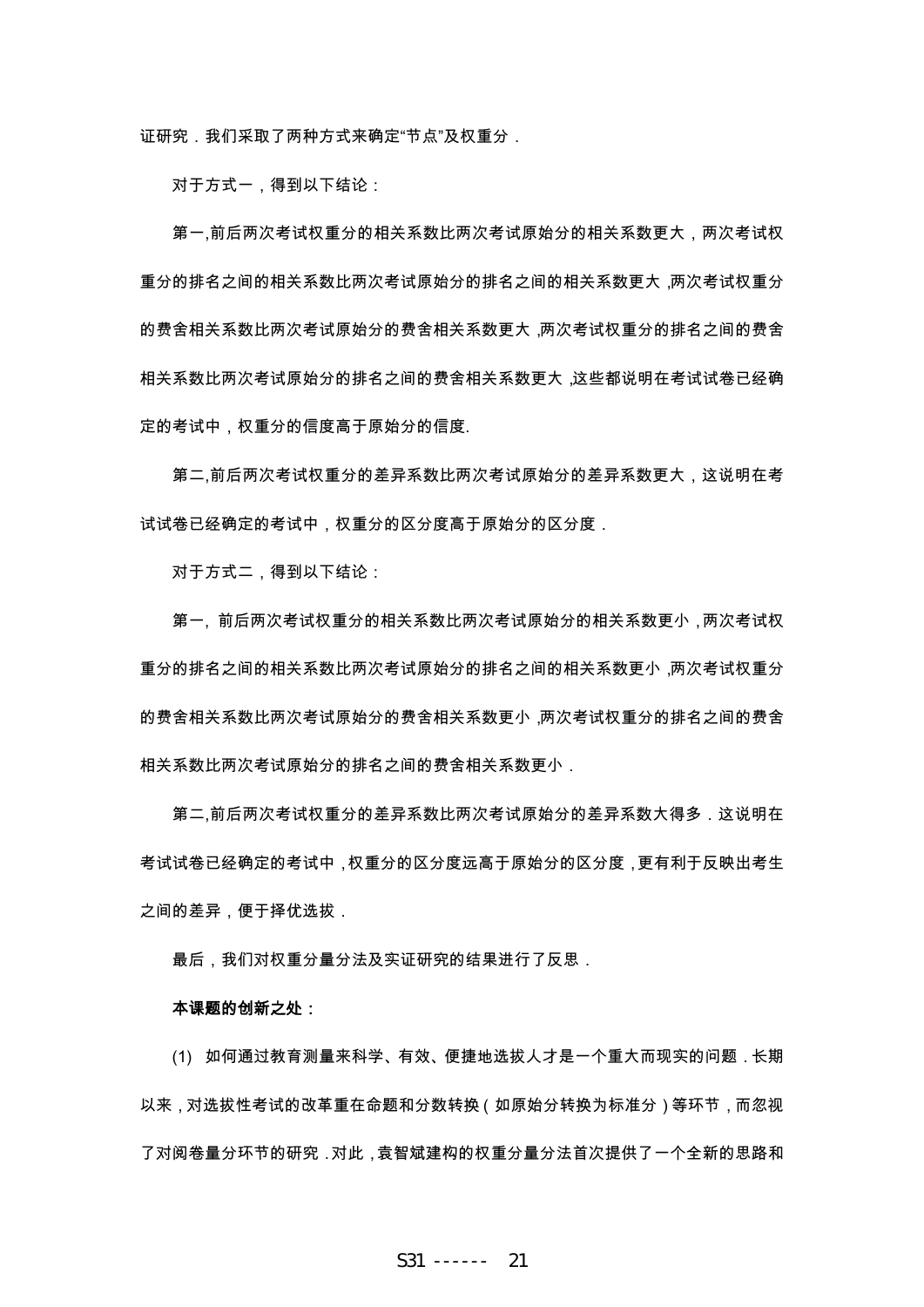证研究．我们采取了两种方式来确定“节点”及权重分．

对于方式一，得到以下结论：

第一,前后两次考试权重分的相关系数比两次考试原始分的相关系数更大，两次考试权重分的排名之间的相关系数比两次考试原始分的排名之间的相关系数更大 ,两次考试权重分的费舍相关系数比两次考试原始分的费舍相关系数更大 ,两次考试权重分的排名之间的费舍相关系数比两次考试原始分的排名之间的费舍相关系数更大 ,这些都说明在考试试卷已经确定的考试中，权重分的信度高于原始分的信度.

第二,前后两次考试权重分的差异系数比两次考试原始分的差异系数更大，这说明在考试试卷已经确定的考试中，权重分的区分度高于原始分的区分度．

对于方式二，得到以下结论：

第一, 前后两次考试权重分的相关系数比两次考试原始分的相关系数更小 ,两次考试权重分的排名之间的相关系数比两次考试原始分的排名之间的相关系数更小 ,两次考试权重分的费舍相关系数比两次考试原始分的费舍相关系数更小 ,两次考试权重分的排名之间的费舍相关系数比两次考试原始分的排名之间的费舍相关系数更小．

第二,前后两次考试权重分的差异系数比两次考试原始分的差异系数大得多．这说明在考试试卷已经确定的考试中 ,权重分的区分度远高于原始分的区分度 ,更有利于反映出考生之间的差异，便于择优选拔．

最后，我们对权重分量分法及实证研究的结果进行了反思．

**本课题的创新之处：**

(1) 如何通过教育测量来科学、有效、便捷地选拔人才是一个重大而现实的问题．长期以来 ,对选拔性考试的改革重在命题和分数转换 ( 如原始分转换为标准分 ) 等环节 ,而忽视了对阅卷量分环节的研究 .对此 ,袁智斌建构的权重分量分法首次提供了一个全新的思路和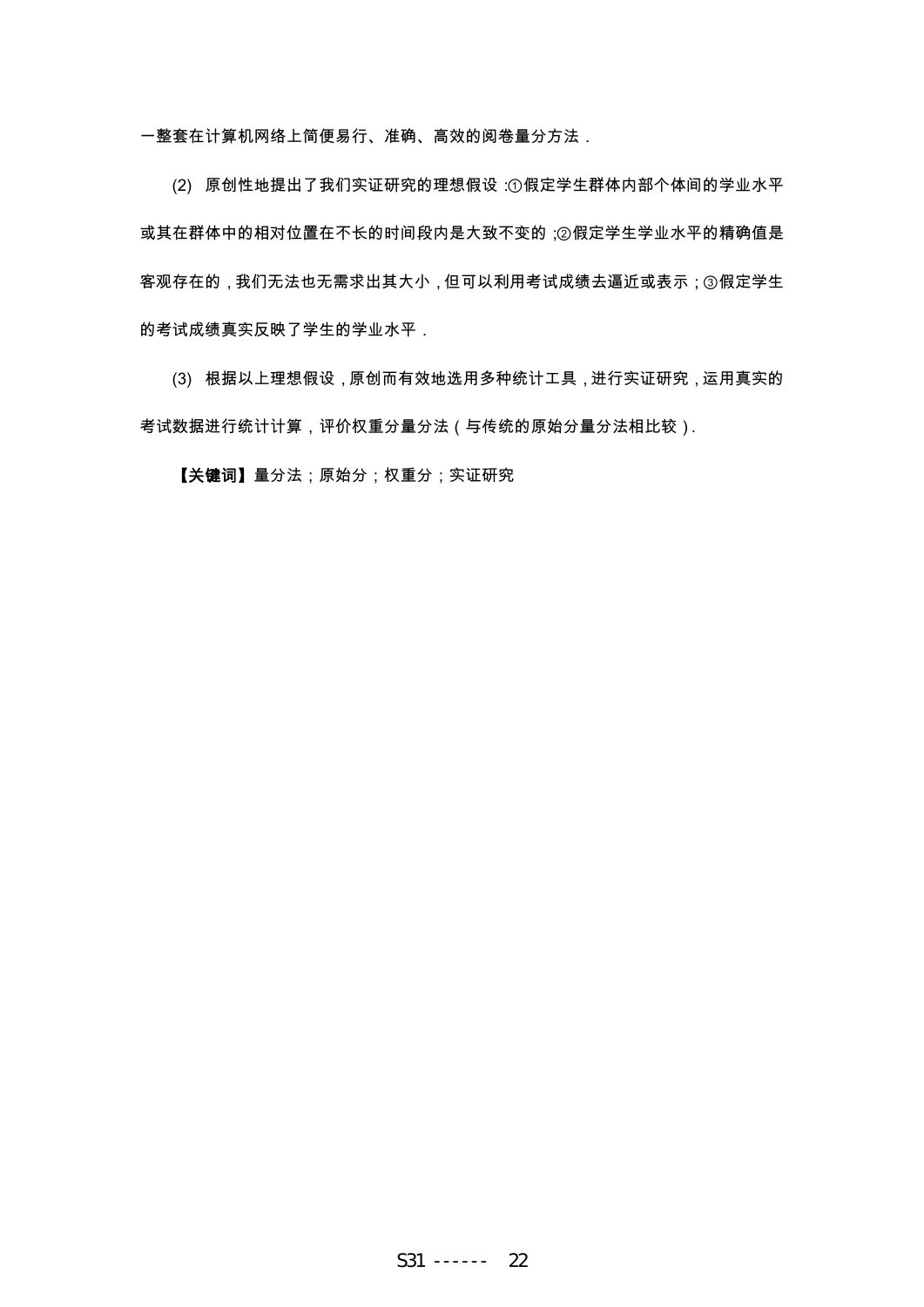一整套在计算机网络上简便易行、准确、高效的阅卷量分方法．

(2) 原创性地提出了我们实证研究的理想假设：①假定学生群体内部个体间的学业水平或其在群体中的相对位置在不长的时间段内是大致不变的；②假定学生学业水平的精确值是客观存在的，我们无法也无需求出其大小，但可以利用考试成绩去逼近或表示；③假定学生的考试成绩真实反映了学生的学业水平．

(3) 根据以上理想假设，原创而有效地选用多种统计工具，进行实证研究，运用真实的考试数据进行统计计算，评价权重分量分法（与传统的原始分量分法相比较）．

**【关键词】**量分法；原始分；权重分；实证研究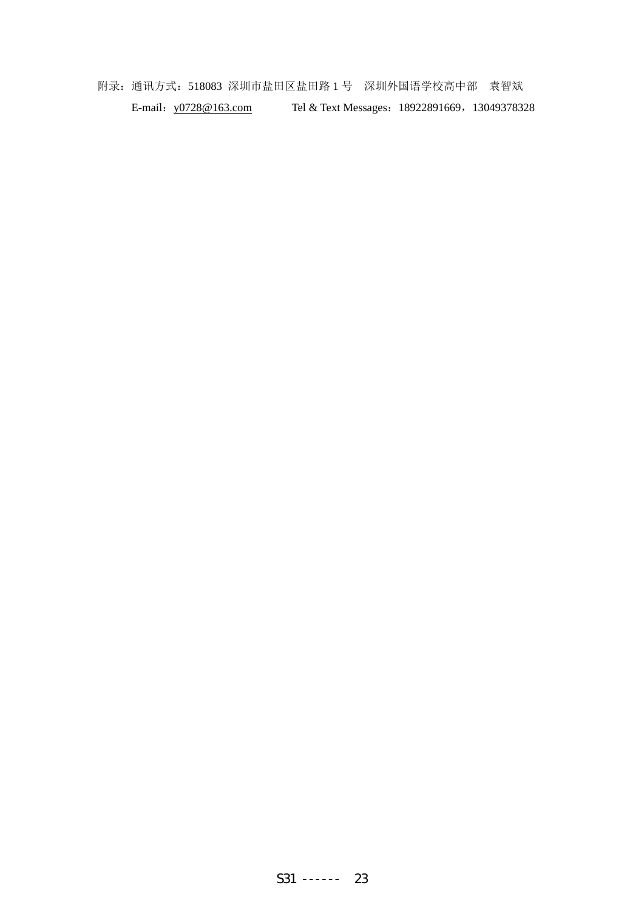附录：通讯方式：518083 深圳市盐田区盐田路 1 号　深圳外国语学校高中部　袁智斌

E-mail：y0728@163.com　　　　Tel & Text Messages：18922891669，13049378328